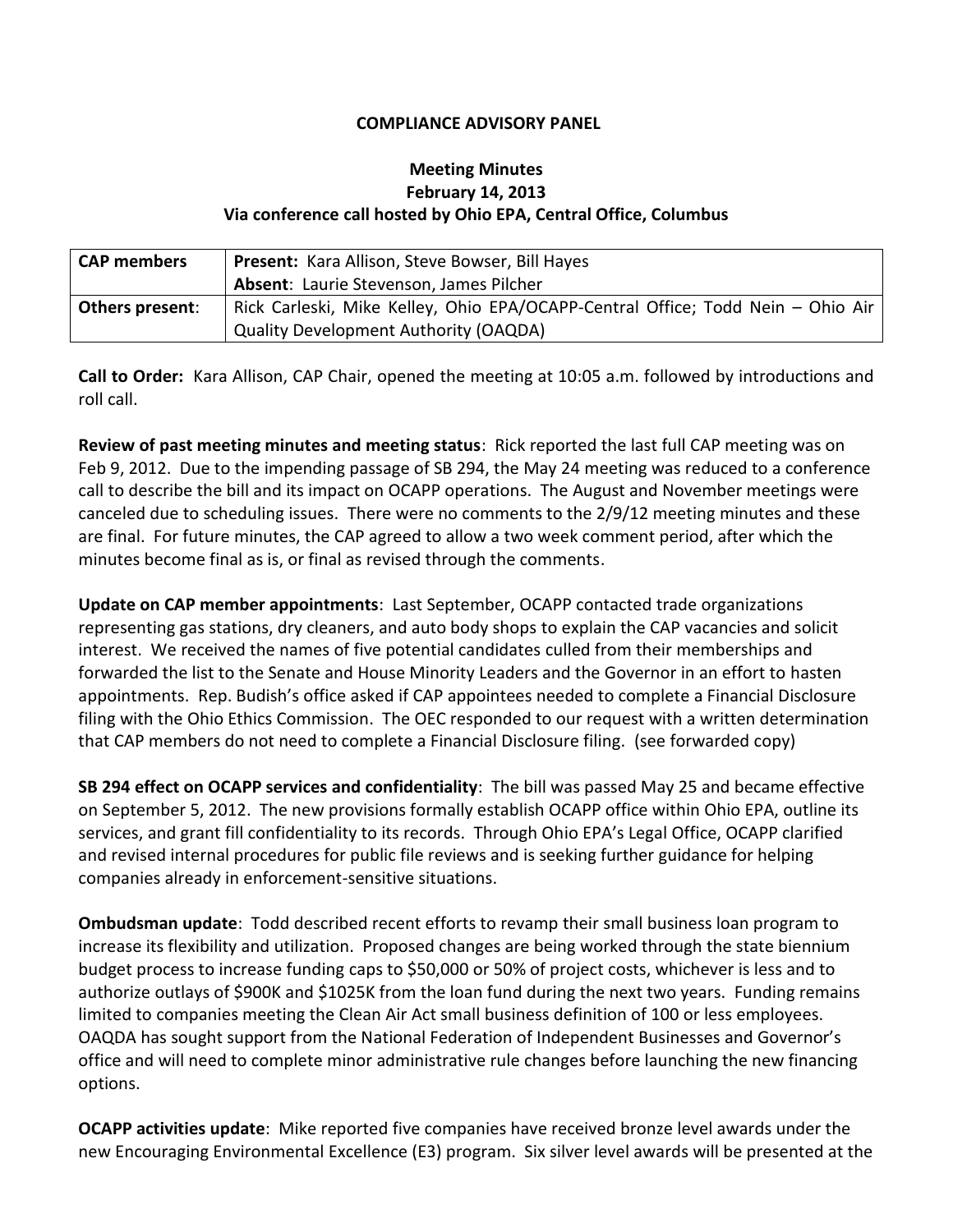**COMPLIANCE ADVISORY PANEL**

**Meeting Minutes**
**February 14, 2013**
**Via conference call hosted by Ohio EPA, Central Office, Columbus**

| **CAP members** | **Present:** Kara Allison, Steve Bowser, Bill Hayes<br>**Absent**: Laurie Stevenson, James Pilcher |
|---|---|
| **Others present**: | Rick Carleski, Mike Kelley, Ohio EPA/OCAPP-Central Office; Todd Nein – Ohio Air Quality Development Authority (OAQDA) |

**Call to Order:** Kara Allison, CAP Chair, opened the meeting at 10:05 a.m. followed by introductions and roll call.

**Review of past meeting minutes and meeting status**: Rick reported the last full CAP meeting was on Feb 9, 2012. Due to the impending passage of SB 294, the May 24 meeting was reduced to a conference call to describe the bill and its impact on OCAPP operations. The August and November meetings were canceled due to scheduling issues. There were no comments to the 2/9/12 meeting minutes and these are final. For future minutes, the CAP agreed to allow a two week comment period, after which the minutes become final as is, or final as revised through the comments.

**Update on CAP member appointments**: Last September, OCAPP contacted trade organizations representing gas stations, dry cleaners, and auto body shops to explain the CAP vacancies and solicit interest. We received the names of five potential candidates culled from their memberships and forwarded the list to the Senate and House Minority Leaders and the Governor in an effort to hasten appointments. Rep. Budish's office asked if CAP appointees needed to complete a Financial Disclosure filing with the Ohio Ethics Commission. The OEC responded to our request with a written determination that CAP members do not need to complete a Financial Disclosure filing. (see forwarded copy)

**SB 294 effect on OCAPP services and confidentiality**: The bill was passed May 25 and became effective on September 5, 2012. The new provisions formally establish OCAPP office within Ohio EPA, outline its services, and grant fill confidentiality to its records. Through Ohio EPA's Legal Office, OCAPP clarified and revised internal procedures for public file reviews and is seeking further guidance for helping companies already in enforcement-sensitive situations.

**Ombudsman update**: Todd described recent efforts to revamp their small business loan program to increase its flexibility and utilization. Proposed changes are being worked through the state biennium budget process to increase funding caps to $50,000 or 50% of project costs, whichever is less and to authorize outlays of $900K and $1025K from the loan fund during the next two years. Funding remains limited to companies meeting the Clean Air Act small business definition of 100 or less employees. OAQDA has sought support from the National Federation of Independent Businesses and Governor's office and will need to complete minor administrative rule changes before launching the new financing options.

**OCAPP activities update**: Mike reported five companies have received bronze level awards under the new Encouraging Environmental Excellence (E3) program. Six silver level awards will be presented at the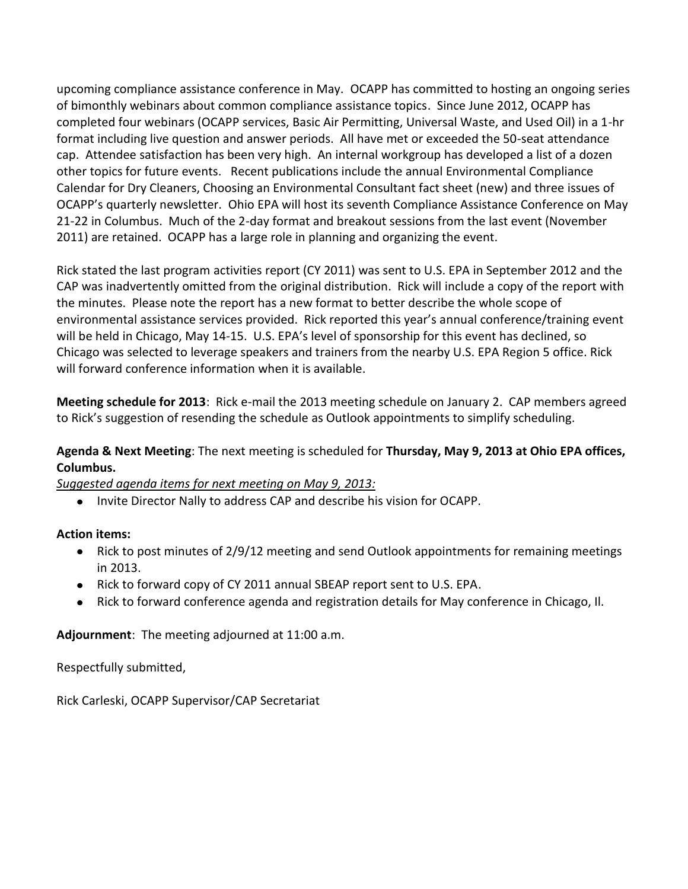upcoming compliance assistance conference in May. OCAPP has committed to hosting an ongoing series of bimonthly webinars about common compliance assistance topics. Since June 2012, OCAPP has completed four webinars (OCAPP services, Basic Air Permitting, Universal Waste, and Used Oil) in a 1-hr format including live question and answer periods. All have met or exceeded the 50-seat attendance cap. Attendee satisfaction has been very high. An internal workgroup has developed a list of a dozen other topics for future events. Recent publications include the annual Environmental Compliance Calendar for Dry Cleaners, Choosing an Environmental Consultant fact sheet (new) and three issues of OCAPP's quarterly newsletter. Ohio EPA will host its seventh Compliance Assistance Conference on May 21-22 in Columbus. Much of the 2-day format and breakout sessions from the last event (November 2011) are retained. OCAPP has a large role in planning and organizing the event.

Rick stated the last program activities report (CY 2011) was sent to U.S. EPA in September 2012 and the CAP was inadvertently omitted from the original distribution. Rick will include a copy of the report with the minutes. Please note the report has a new format to better describe the whole scope of environmental assistance services provided. Rick reported this year's annual conference/training event will be held in Chicago, May 14-15. U.S. EPA's level of sponsorship for this event has declined, so Chicago was selected to leverage speakers and trainers from the nearby U.S. EPA Region 5 office. Rick will forward conference information when it is available.

**Meeting schedule for 2013**: Rick e-mail the 2013 meeting schedule on January 2. CAP members agreed to Rick's suggestion of resending the schedule as Outlook appointments to simplify scheduling.

**Agenda & Next Meeting**: The next meeting is scheduled for **Thursday, May 9, 2013 at Ohio EPA offices, Columbus.**

*Suggested agenda items for next meeting on May 9, 2013:*

- Invite Director Nally to address CAP and describe his vision for OCAPP.

**Action items:**

- Rick to post minutes of 2/9/12 meeting and send Outlook appointments for remaining meetings in 2013.
- Rick to forward copy of CY 2011 annual SBEAP report sent to U.S. EPA.
- Rick to forward conference agenda and registration details for May conference in Chicago, Il.

**Adjournment**: The meeting adjourned at 11:00 a.m.

Respectfully submitted,

Rick Carleski, OCAPP Supervisor/CAP Secretariat